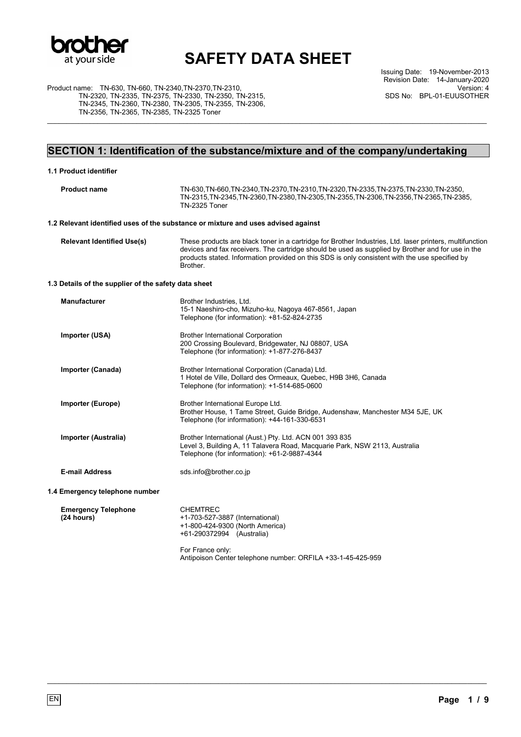# SAFETY DATA SHEET

Product name: TN-630, TN-660, TN-2340,TN-2370,TN-2310, TN-2320, TN-2335, TN-2375, TN-2330, TN-2350, TN-2315, TN-2345, TN-2360, TN-2380, TN-2305, TN-2355, TN-2306, TN-2356, TN-2365, TN-2385, TN-2325 Toner

Issuing Date: 19-November-2013
Revision Date: 14-January-2020
Version: 4
SDS No: BPL-01-EUUSOTHER

## SECTION 1: Identification of the substance/mixture and of the company/undertaking

### 1.1 Product identifier

**Product name** TN-630,TN-660,TN-2340,TN-2370,TN-2310,TN-2320,TN-2335,TN-2375,TN-2330,TN-2350, TN-2315,TN-2345,TN-2360,TN-2380,TN-2305,TN-2355,TN-2306,TN-2356,TN-2365,TN-2385, TN-2325 Toner

### 1.2 Relevant identified uses of the substance or mixture and uses advised against

**Relevant Identified Use(s)** These products are black toner in a cartridge for Brother Industries, Ltd. laser printers, multifunction devices and fax receivers. The cartridge should be used as supplied by Brother and for use in the products stated. Information provided on this SDS is only consistent with the use specified by Brother.

### 1.3 Details of the supplier of the safety data sheet

**Manufacturer**
Brother Industries, Ltd.
15-1 Naeshiro-cho, Mizuho-ku, Nagoya 467-8561, Japan
Telephone (for information): +81-52-824-2735

**Importer (USA)**
Brother International Corporation
200 Crossing Boulevard, Bridgewater, NJ 08807, USA
Telephone (for information): +1-877-276-8437

**Importer (Canada)**
Brother International Corporation (Canada) Ltd.
1 Hotel de Ville, Dollard des Ormeaux, Quebec, H9B 3H6, Canada
Telephone (for information): +1-514-685-0600

**Importer (Europe)**
Brother International Europe Ltd.
Brother House, 1 Tame Street, Guide Bridge, Audenshaw, Manchester M34 5JE, UK
Telephone (for information): +44-161-330-6531

**Importer (Australia)**
Brother International (Aust.) Pty. Ltd. ACN 001 393 835
Level 3, Building A, 11 Talavera Road, Macquarie Park, NSW 2113, Australia
Telephone (for information): +61-2-9887-4344

**E-mail Address** sds.info@brother.co.jp

### 1.4 Emergency telephone number

**Emergency Telephone (24 hours)**
CHEMTREC
+1-703-527-3887 (International)
+1-800-424-9300 (North America)
+61-290372994 (Australia)

For France only:
Antipoison Center telephone number: ORFILA +33-1-45-425-959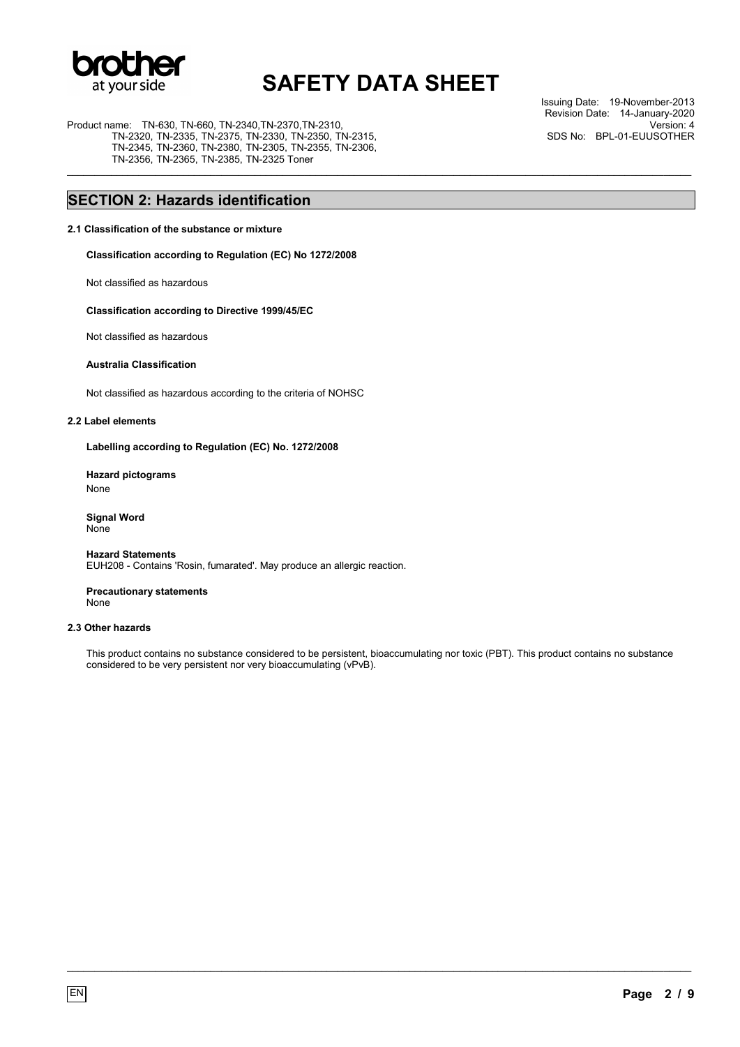## SECTION 2: Hazards identification

### 2.1 Classification of the substance or mixture

**Classification according to Regulation (EC) No 1272/2008**

Not classified as hazardous

**Classification according to Directive 1999/45/EC**

Not classified as hazardous

**Australia Classification**

Not classified as hazardous according to the criteria of NOHSC

### 2.2 Label elements

**Labelling according to Regulation (EC) No. 1272/2008**

**Hazard pictograms**
None

**Signal Word**
None

**Hazard Statements**
EUH208 - Contains 'Rosin, fumarated'. May produce an allergic reaction.

**Precautionary statements**
None

### 2.3 Other hazards

This product contains no substance considered to be persistent, bioaccumulating nor toxic (PBT). This product contains no substance considered to be very persistent nor very bioaccumulating (vPvB).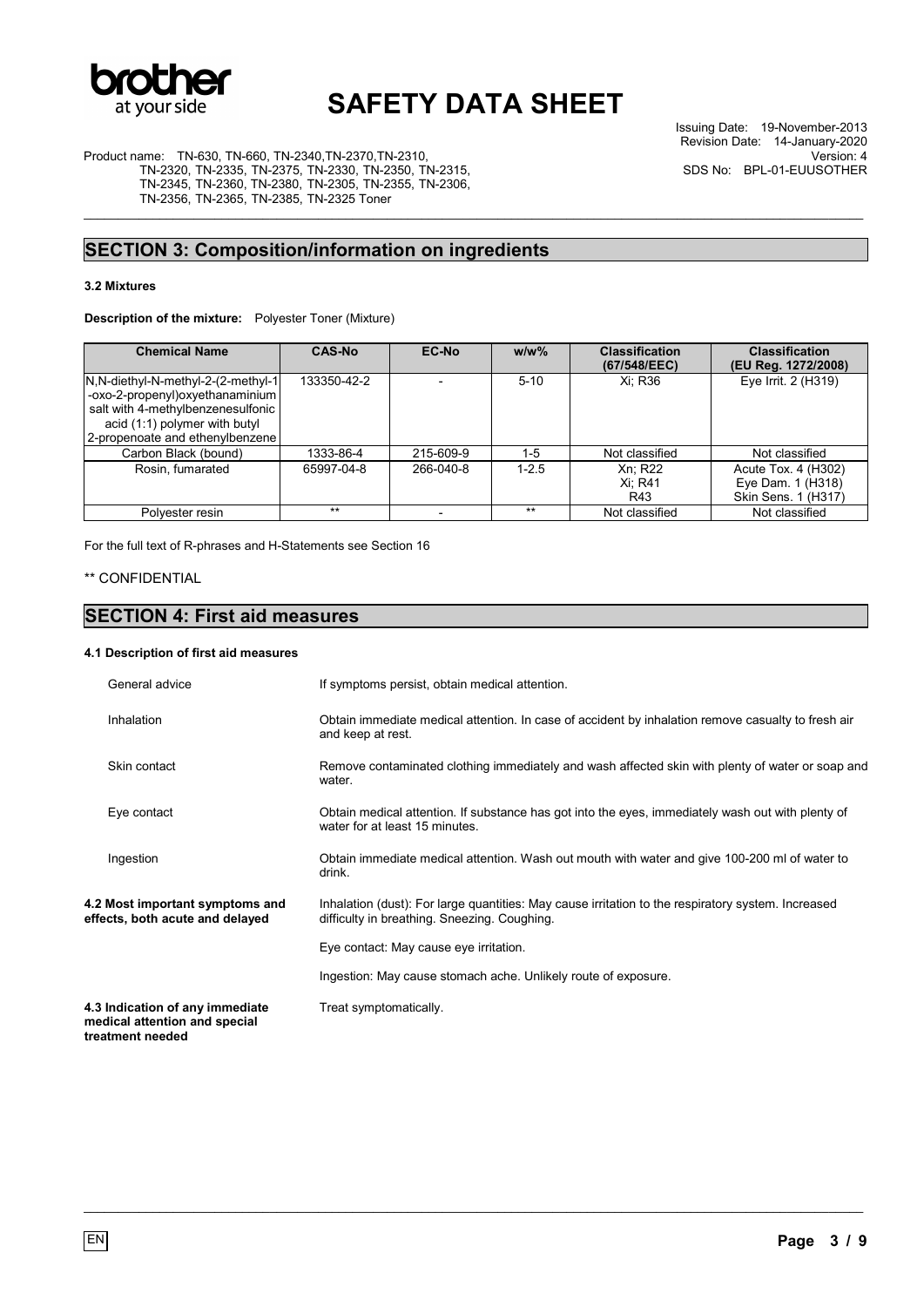## SECTION 3: Composition/information on ingredients

### 3.2 Mixtures

**Description of the mixture:** Polyester Toner (Mixture)

| Chemical Name | CAS-No | EC-No | w/w% | Classification (67/548/EEC) | Classification (EU Reg. 1272/2008) |
|---|---|---|---|---|---|
| N,N-diethyl-N-methyl-2-(2-methyl-1-oxo-2-propenyl)oxyethanaminium salt with 4-methylbenzenesulfonic acid (1:1) polymer with butyl 2-propenoate and ethenylbenzene | 133350-42-2 | - | 5-10 | Xi; R36 | Eye Irrit. 2 (H319) |
| Carbon Black (bound) | 1333-86-4 | 215-609-9 | 1-5 | Not classified | Not classified |
| Rosin, fumarated | 65997-04-8 | 266-040-8 | 1-2.5 | Xn; R22<br>Xi; R41<br>R43 | Acute Tox. 4 (H302)<br>Eye Dam. 1 (H318)<br>Skin Sens. 1 (H317) |
| Polyester resin | ** | - | ** | Not classified | Not classified |

For the full text of R-phrases and H-Statements see Section 16

** CONFIDENTIAL

## SECTION 4: First aid measures

### 4.1 Description of first aid measures

| | |
|---|---|
| General advice | If symptoms persist, obtain medical attention. |
| Inhalation | Obtain immediate medical attention. In case of accident by inhalation remove casualty to fresh air and keep at rest. |
| Skin contact | Remove contaminated clothing immediately and wash affected skin with plenty of water or soap and water. |
| Eye contact | Obtain medical attention. If substance has got into the eyes, immediately wash out with plenty of water for at least 15 minutes. |
| Ingestion | Obtain immediate medical attention. Wash out mouth with water and give 100-200 ml of water to drink. |

**4.2 Most important symptoms and effects, both acute and delayed**

Inhalation (dust): For large quantities: May cause irritation to the respiratory system. Increased difficulty in breathing. Sneezing. Coughing.

Eye contact: May cause eye irritation.

Ingestion: May cause stomach ache. Unlikely route of exposure.

**4.3 Indication of any immediate medical attention and special treatment needed**

Treat symptomatically.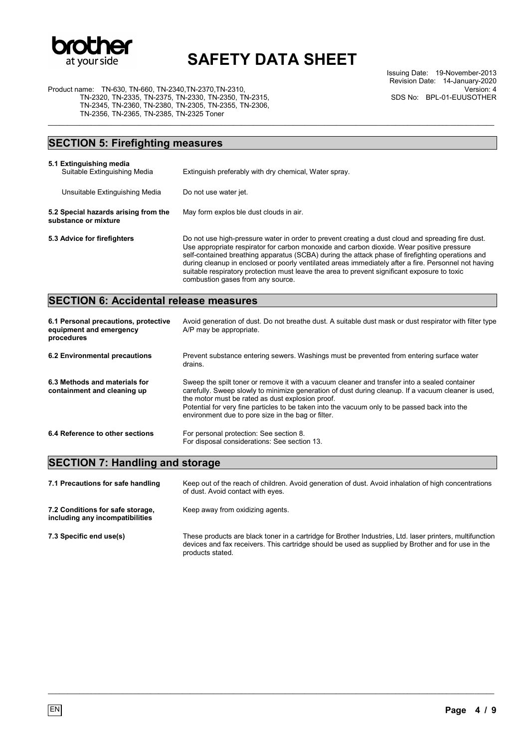## SECTION 5: Firefighting measures

**5.1 Extinguishing media**

| | |
|---|---|
| Suitable Extinguishing Media | Extinguish preferably with dry chemical, Water spray. |
| Unsuitable Extinguishing Media | Do not use water jet. |

**5.2 Special hazards arising from the substance or mixture**

May form explos ble dust clouds in air.

**5.3 Advice for firefighters**

Do not use high-pressure water in order to prevent creating a dust cloud and spreading fire dust. Use appropriate respirator for carbon monoxide and carbon dioxide. Wear positive pressure self-contained breathing apparatus (SCBA) during the attack phase of firefighting operations and during cleanup in enclosed or poorly ventilated areas immediately after a fire. Personnel not having suitable respiratory protection must leave the area to prevent significant exposure to toxic combustion gases from any source.

## SECTION 6: Accidental release measures

**6.1 Personal precautions, protective equipment and emergency procedures**

Avoid generation of dust. Do not breathe dust. A suitable dust mask or dust respirator with filter type A/P may be appropriate.

**6.2 Environmental precautions**

Prevent substance entering sewers. Washings must be prevented from entering surface water drains.

**6.3 Methods and materials for containment and cleaning up**

Sweep the spilt toner or remove it with a vacuum cleaner and transfer into a sealed container carefully. Sweep slowly to minimize generation of dust during cleanup. If a vacuum cleaner is used, the motor must be rated as dust explosion proof.
Potential for very fine particles to be taken into the vacuum only to be passed back into the environment due to pore size in the bag or filter.

**6.4 Reference to other sections**

For personal protection: See section 8.
For disposal considerations: See section 13.

## SECTION 7: Handling and storage

**7.1 Precautions for safe handling**

Keep out of the reach of children. Avoid generation of dust. Avoid inhalation of high concentrations of dust. Avoid contact with eyes.

**7.2 Conditions for safe storage, including any incompatibilities**

Keep away from oxidizing agents.

**7.3 Specific end use(s)**

These products are black toner in a cartridge for Brother Industries, Ltd. laser printers, multifunction devices and fax receivers. This cartridge should be used as supplied by Brother and for use in the products stated.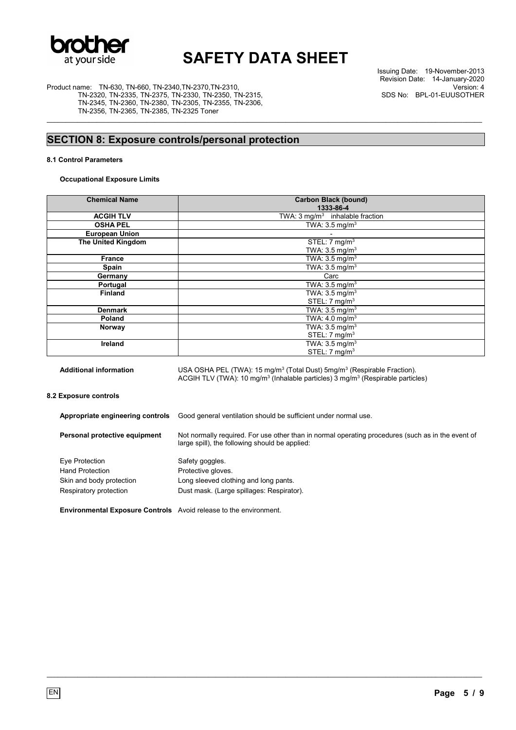## SECTION 8: Exposure controls/personal protection

### 8.1 Control Parameters

**Occupational Exposure Limits**

| Chemical Name | Carbon Black (bound) 1333-86-4 |
|---|---|
| ACGIH TLV | TWA: 3 mg/m$^3$ inhalable fraction |
| OSHA PEL | TWA: 3.5 mg/m$^3$ |
| European Union | - |
| The United Kingdom | STEL: 7 mg/m$^3$ TWA: 3.5 mg/m$^3$ |
| France | TWA: 3.5 mg/m$^3$ |
| Spain | TWA: 3.5 mg/m$^3$ |
| Germany | Carc |
| Portugal | TWA: 3.5 mg/m$^3$ |
| Finland | TWA: 3.5 mg/m$^3$ STEL: 7 mg/m$^3$ |
| Denmark | TWA: 3.5 mg/m$^3$ |
| Poland | TWA: 4.0 mg/m$^3$ |
| Norway | TWA: 3.5 mg/m$^3$ STEL: 7 mg/m$^3$ |
| Ireland | TWA: 3.5 mg/m$^3$ STEL: 7 mg/m$^3$ |

**Additional information** USA OSHA PEL (TWA): 15 mg/m$^3$ (Total Dust) 5mg/m$^3$ (Respirable Fraction). ACGIH TLV (TWA): 10 mg/m$^3$ (Inhalable particles) 3 mg/m$^3$ (Respirable particles)

### 8.2 Exposure controls

**Appropriate engineering controls** Good general ventilation should be sufficient under normal use.

**Personal protective equipment** Not normally required. For use other than in normal operating procedures (such as in the event of large spill), the following should be applied:

Eye Protection: Safety goggles.

Hand Protection: Protective gloves.

Skin and body protection: Long sleeved clothing and long pants.

Respiratory protection: Dust mask. (Large spillages: Respirator).

**Environmental Exposure Controls** Avoid release to the environment.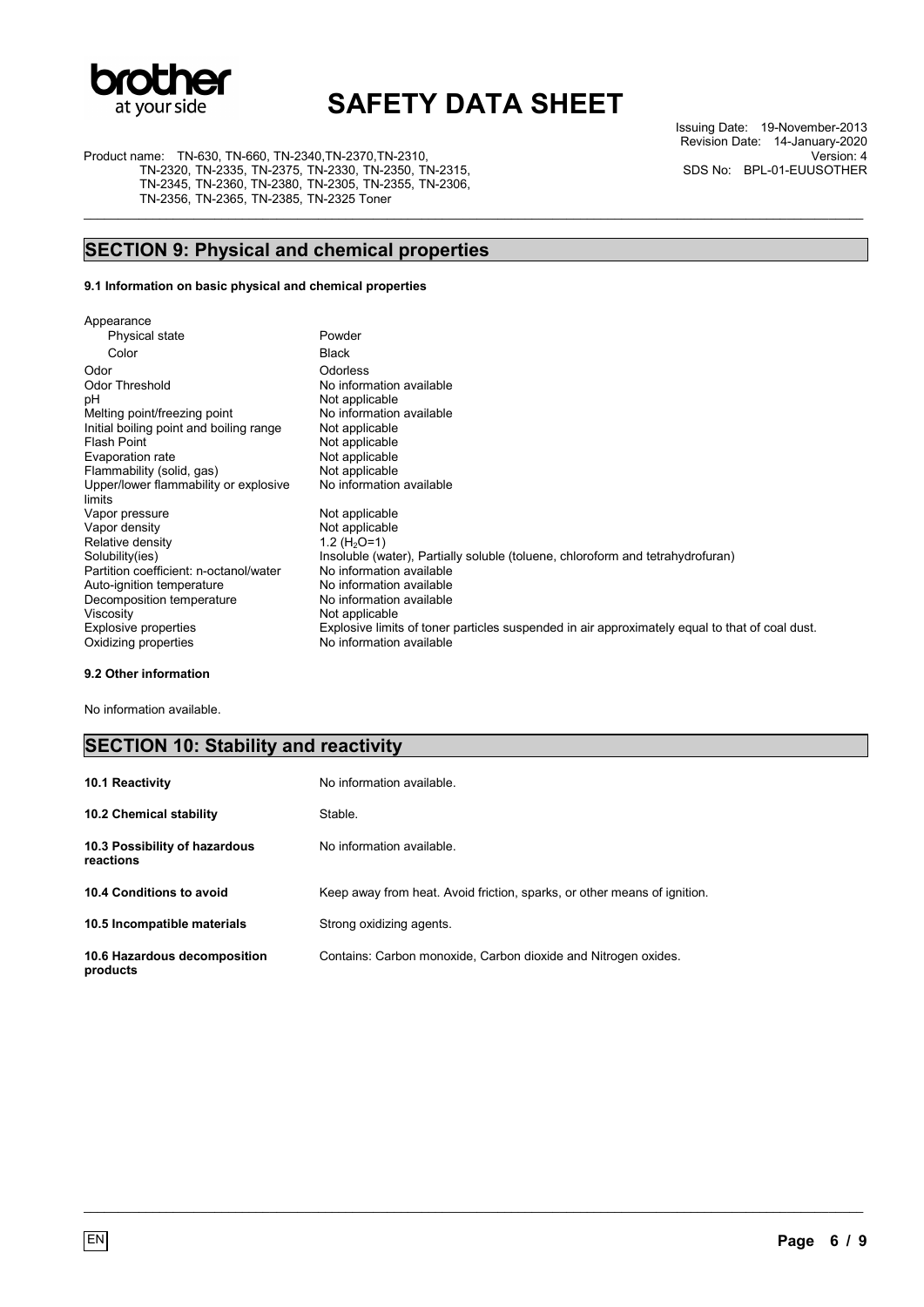## SECTION 9: Physical and chemical properties

**9.1 Information on basic physical and chemical properties**

| Property | Value |
|---|---|
| Appearance | |
| Physical state | Powder |
| Color | Black |
| Odor | Odorless |
| Odor Threshold | No information available |
| pH | Not applicable |
| Melting point/freezing point | No information available |
| Initial boiling point and boiling range | Not applicable |
| Flash Point | Not applicable |
| Evaporation rate | Not applicable |
| Flammability (solid, gas) | Not applicable |
| Upper/lower flammability or explosive limits | No information available |
| Vapor pressure | Not applicable |
| Vapor density | Not applicable |
| Relative density | 1.2 ($H_2O$=1) |
| Solubility(ies) | Insoluble (water), Partially soluble (toluene, chloroform and tetrahydrofuran) |
| Partition coefficient: n-octanol/water | No information available |
| Auto-ignition temperature | No information available |
| Decomposition temperature | No information available |
| Viscosity | Not applicable |
| Explosive properties | Explosive limits of toner particles suspended in air approximately equal to that of coal dust. |
| Oxidizing properties | No information available |

**9.2 Other information**

No information available.

## SECTION 10: Stability and reactivity

| | |
|---|---|
| **10.1 Reactivity** | No information available. |
| **10.2 Chemical stability** | Stable. |
| **10.3 Possibility of hazardous reactions** | No information available. |
| **10.4 Conditions to avoid** | Keep away from heat. Avoid friction, sparks, or other means of ignition. |
| **10.5 Incompatible materials** | Strong oxidizing agents. |
| **10.6 Hazardous decomposition products** | Contains: Carbon monoxide, Carbon dioxide and Nitrogen oxides. |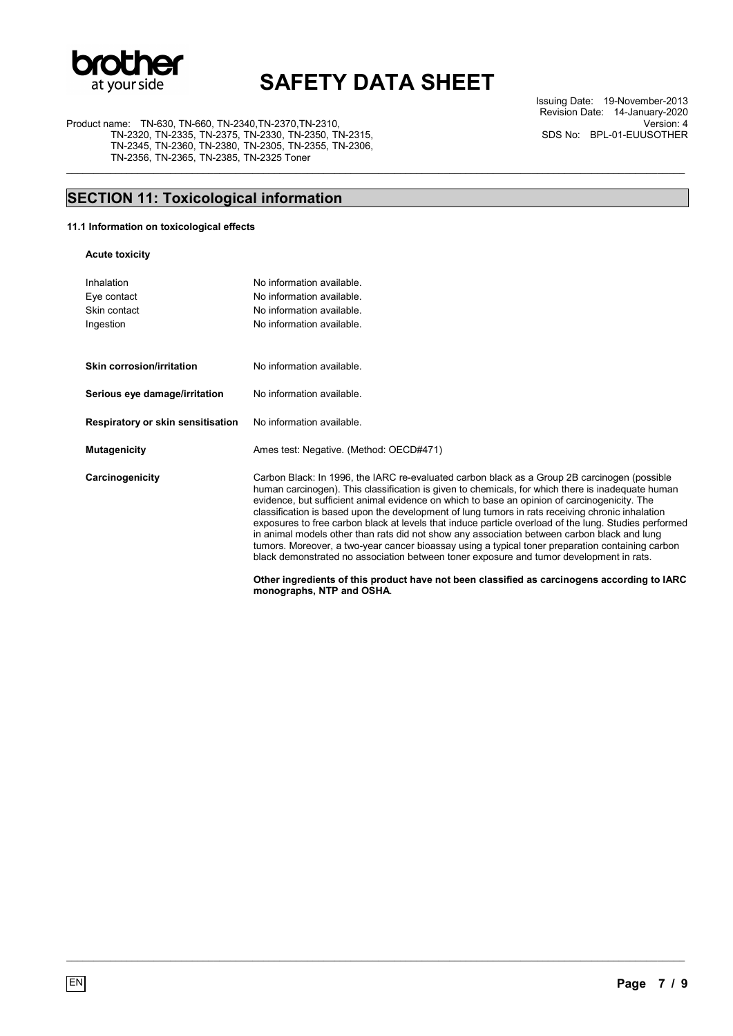## SECTION 11: Toxicological information

### 11.1 Information on toxicological effects

**Acute toxicity**

| | |
|---|---|
| Inhalation | No information available. |
| Eye contact | No information available. |
| Skin contact | No information available. |
| Ingestion | No information available. |

| | |
|---|---|
| **Skin corrosion/irritation** | No information available. |
| **Serious eye damage/irritation** | No information available. |
| **Respiratory or skin sensitisation** | No information available. |
| **Mutagenicity** | Ames test: Negative. (Method: OECD#471) |
| **Carcinogenicity** | Carbon Black: In 1996, the IARC re-evaluated carbon black as a Group 2B carcinogen (possible human carcinogen). This classification is given to chemicals, for which there is inadequate human evidence, but sufficient animal evidence on which to base an opinion of carcinogenicity. The classification is based upon the development of lung tumors in rats receiving chronic inhalation exposures to free carbon black at levels that induce particle overload of the lung. Studies performed in animal models other than rats did not show any association between carbon black and lung tumors. Moreover, a two-year cancer bioassay using a typical toner preparation containing carbon black demonstrated no association between toner exposure and tumor development in rats. |

**Other ingredients of this product have not been classified as carcinogens according to IARC monographs, NTP and OSHA**.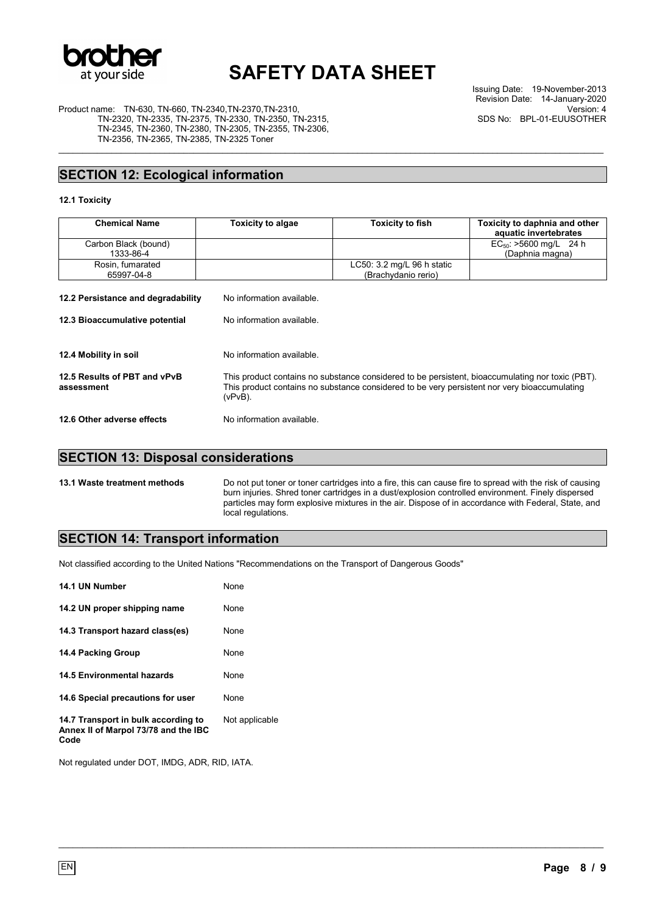## SECTION 12: Ecological information

**12.1 Toxicity**

| Chemical Name | Toxicity to algae | Toxicity to fish | Toxicity to daphnia and other aquatic invertebrates |
|---|---|---|---|
| Carbon Black (bound) 1333-86-4 | | | $EC_{50}$: >5600 mg/L 24 h (Daphnia magna) |
| Rosin, fumarated 65997-04-8 | | LC50: 3.2 mg/L 96 h static (Brachydanio rerio) | |

**12.2 Persistance and degradability** No information available.

**12.3 Bioaccumulative potential** No information available.

**12.4 Mobility in soil** No information available.

**12.5 Results of PBT and vPvB assessment** This product contains no substance considered to be persistent, bioaccumulating nor toxic (PBT). This product contains no substance considered to be very persistent nor very bioaccumulating (vPvB).

**12.6 Other adverse effects** No information available.

## SECTION 13: Disposal considerations

**13.1 Waste treatment methods** Do not put toner or toner cartridges into a fire, this can cause fire to spread with the risk of causing burn injuries. Shred toner cartridges in a dust/explosion controlled environment. Finely dispersed particles may form explosive mixtures in the air. Dispose of in accordance with Federal, State, and local regulations.

## SECTION 14: Transport information

Not classified according to the United Nations "Recommendations on the Transport of Dangerous Goods"

**14.1 UN Number** None

**14.2 UN proper shipping name** None

**14.3 Transport hazard class(es)** None

**14.4 Packing Group** None

**14.5 Environmental hazards** None

**14.6 Special precautions for user** None

**14.7 Transport in bulk according to Annex II of Marpol 73/78 and the IBC Code** Not applicable

Not regulated under DOT, IMDG, ADR, RID, IATA.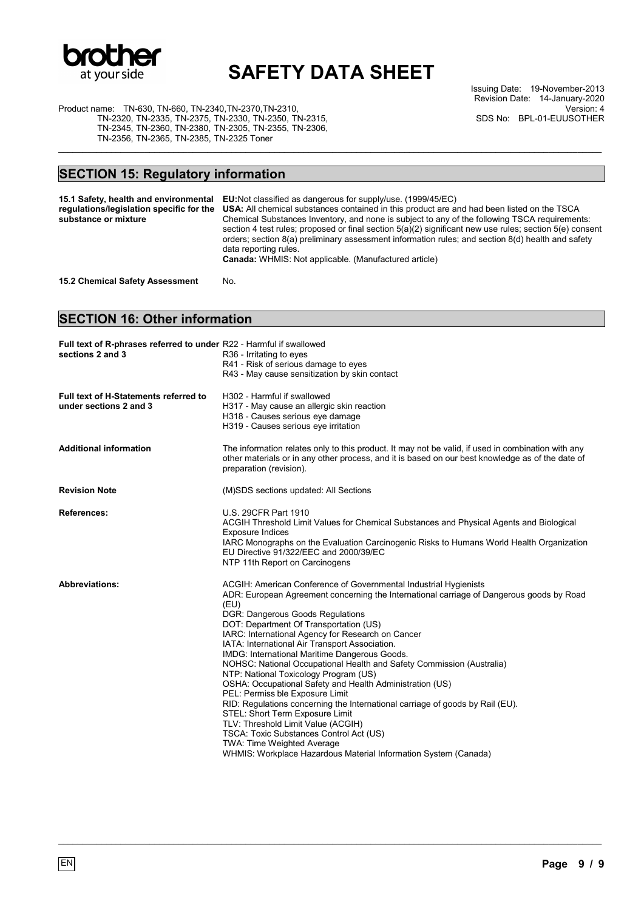## SECTION 15: Regulatory information

| | |
|---|---|
| **15.1 Safety, health and environmental regulations/legislation specific for the substance or mixture** | **EU:** Not classified as dangerous for supply/use. (1999/45/EC)<br>**USA:** All chemical substances contained in this product are and had been listed on the TSCA Chemical Substances Inventory, and none is subject to any of the following TSCA requirements: section 4 test rules; proposed or final section 5(a)(2) significant new use rules; section 5(e) consent orders; section 8(a) preliminary assessment information rules; and section 8(d) health and safety data reporting rules.<br>**Canada:** WHMIS: Not applicable. (Manufactured article) |
| **15.2 Chemical Safety Assessment** | No. |

## SECTION 16: Other information

| | |
|---|---|
| **Full text of R-phrases referred to under sections 2 and 3** | R22 - Harmful if swallowed<br>R36 - Irritating to eyes<br>R41 - Risk of serious damage to eyes<br>R43 - May cause sensitization by skin contact |
| **Full text of H-Statements referred to under sections 2 and 3** | H302 - Harmful if swallowed<br>H317 - May cause an allergic skin reaction<br>H318 - Causes serious eye damage<br>H319 - Causes serious eye irritation |
| **Additional information** | The information relates only to this product. It may not be valid, if used in combination with any other materials or in any other process, and it is based on our best knowledge as of the date of preparation (revision). |
| **Revision Note** | (M)SDS sections updated: All Sections |
| **References:** | U.S. 29CFR Part 1910<br>ACGIH Threshold Limit Values for Chemical Substances and Physical Agents and Biological Exposure Indices<br>IARC Monographs on the Evaluation Carcinogenic Risks to Humans World Health Organization<br>EU Directive 91/322/EEC and 2000/39/EC<br>NTP 11th Report on Carcinogens |
| **Abbreviations:** | ACGIH: American Conference of Governmental Industrial Hygienists<br>ADR: European Agreement concerning the International carriage of Dangerous goods by Road (EU)<br>DGR: Dangerous Goods Regulations<br>DOT: Department Of Transportation (US)<br>IARC: International Agency for Research on Cancer<br>IATA: International Air Transport Association.<br>IMDG: International Maritime Dangerous Goods.<br>NOHSC: National Occupational Health and Safety Commission (Australia)<br>NTP: National Toxicology Program (US)<br>OSHA: Occupational Safety and Health Administration (US)<br>PEL: Permiss ble Exposure Limit<br>RID: Regulations concerning the International carriage of goods by Rail (EU).<br>STEL: Short Term Exposure Limit<br>TLV: Threshold Limit Value (ACGIH)<br>TSCA: Toxic Substances Control Act (US)<br>TWA: Time Weighted Average<br>WHMIS: Workplace Hazardous Material Information System (Canada) |